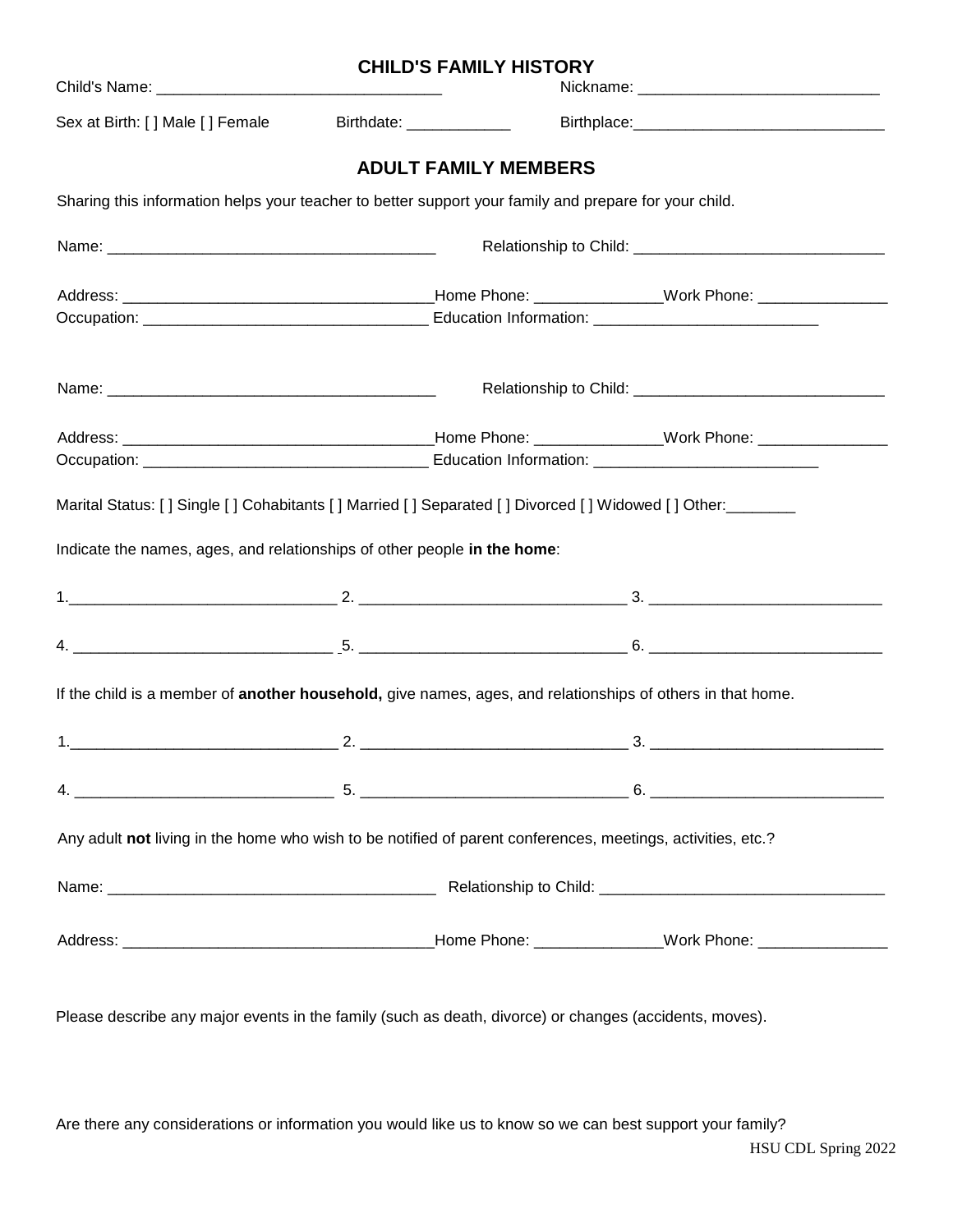## CHILD'S FAMILY HISTORY

Child's Name: ________________________________ Nickname: ___________________________

Sex at Birth: [ ] Male [ ] Female Birthdate: ____________ Birthplace:_____________________________

## ADULT FAMILY MEMBERS

Sharing this information helps your teacher to better support your family and prepare for your child.

Name: ______________________________________ Relationship to Child: _____________________________

Address: ___________________________________Home Phone: ______________Work Phone: _______________

Occupation: ________________________________ Education Information: _________________________

Name: ______________________________________ Relationship to Child: _____________________________

Address: ___________________________________Home Phone: ______________Work Phone: _______________

Occupation: ________________________________ Education Information: _________________________

Marital Status: [ ] Single [ ] Cohabitants [ ] Married [ ] Separated [ ] Divorced [ ] Widowed [ ] Other:________

Indicate the names, ages, and relationships of other people **in the home**:

1.______________________________ 2. ______________________________ 3. ___________________________

4. _____________________________ 5. ______________________________ 6. ___________________________

If the child is a member of **another household,** give names, ages, and relationships of others in that home.

1.______________________________ 2. ______________________________ 3. ___________________________

4. _____________________________ 5. ______________________________ 6. ___________________________

Any adult **not** living in the home who wish to be notified of parent conferences, meetings, activities, etc.?

Name: ______________________________________ Relationship to Child: ________________________________

Address: ___________________________________Home Phone: ______________Work Phone: _______________

Please describe any major events in the family (such as death, divorce) or changes (accidents, moves).

Are there any considerations or information you would like us to know so we can best support your family?

HSU CDL Spring 2022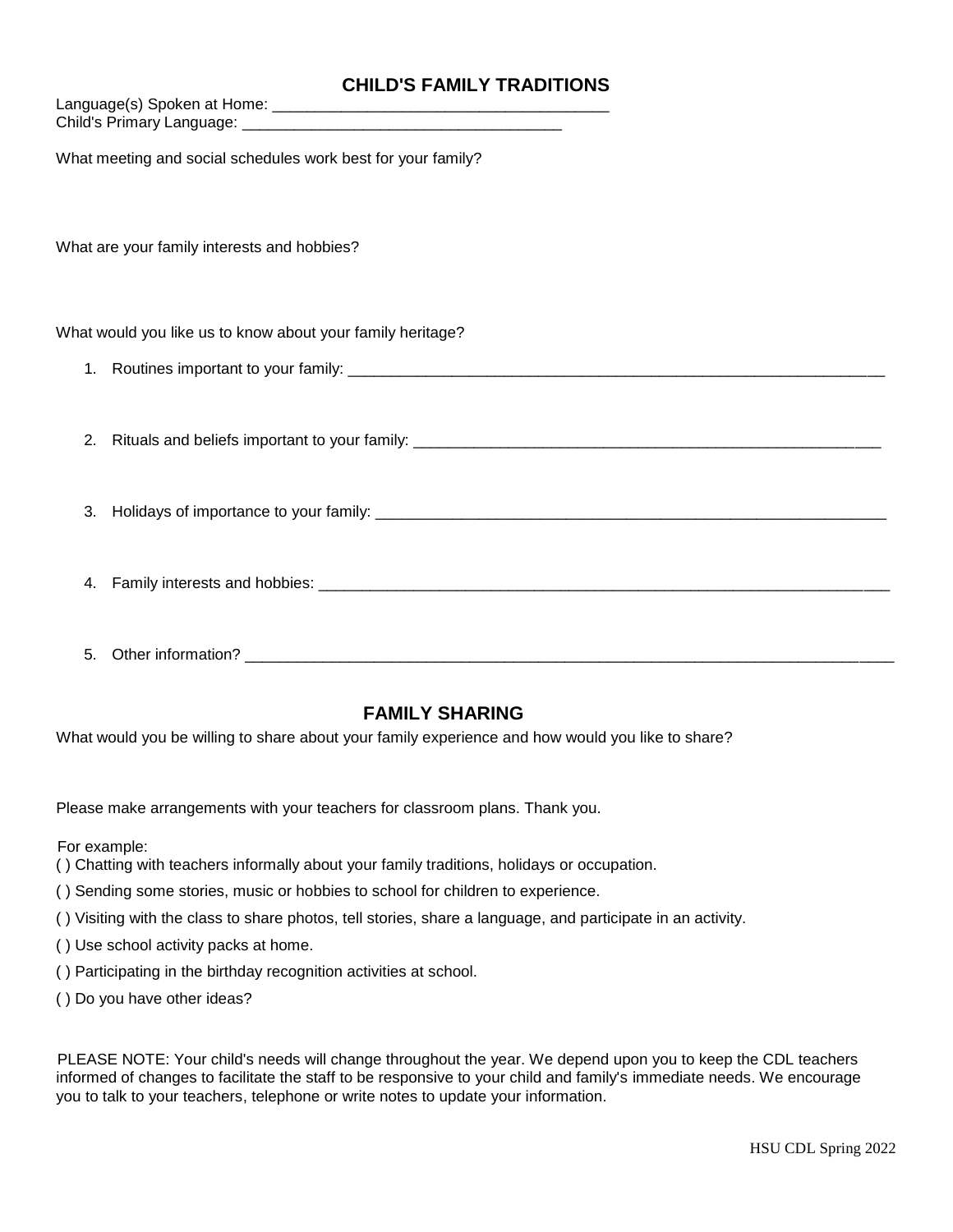## CHILD'S FAMILY TRADITIONS

Language(s) Spoken at Home: ________________________________________
Child's Primary Language: ______________________________________

What meeting and social schedules work best for your family?

What are your family interests and hobbies?

What would you like us to know about your family heritage?

1. Routines important to your family: ________________________________________________________________
2. Rituals and beliefs important to your family: ________________________________________________________
3. Holidays of importance to your family: _____________________________________________________________
4. Family interests and hobbies: ____________________________________________________________________
5. Other information? _____________________________________________________________________________

## FAMILY SHARING

What would you be willing to share about your family experience and how would you like to share?

Please make arrangements with your teachers for classroom plans. Thank you.

For example:

( ) Chatting with teachers informally about your family traditions, holidays or occupation.

( ) Sending some stories, music or hobbies to school for children to experience.

( ) Visiting with the class to share photos, tell stories, share a language, and participate in an activity.

( ) Use school activity packs at home.

( ) Participating in the birthday recognition activities at school.

( ) Do you have other ideas?

PLEASE NOTE: Your child's needs will change throughout the year. We depend upon you to keep the CDL teachers informed of changes to facilitate the staff to be responsive to your child and family's immediate needs. We encourage you to talk to your teachers, telephone or write notes to update your information.

HSU CDL Spring 2022